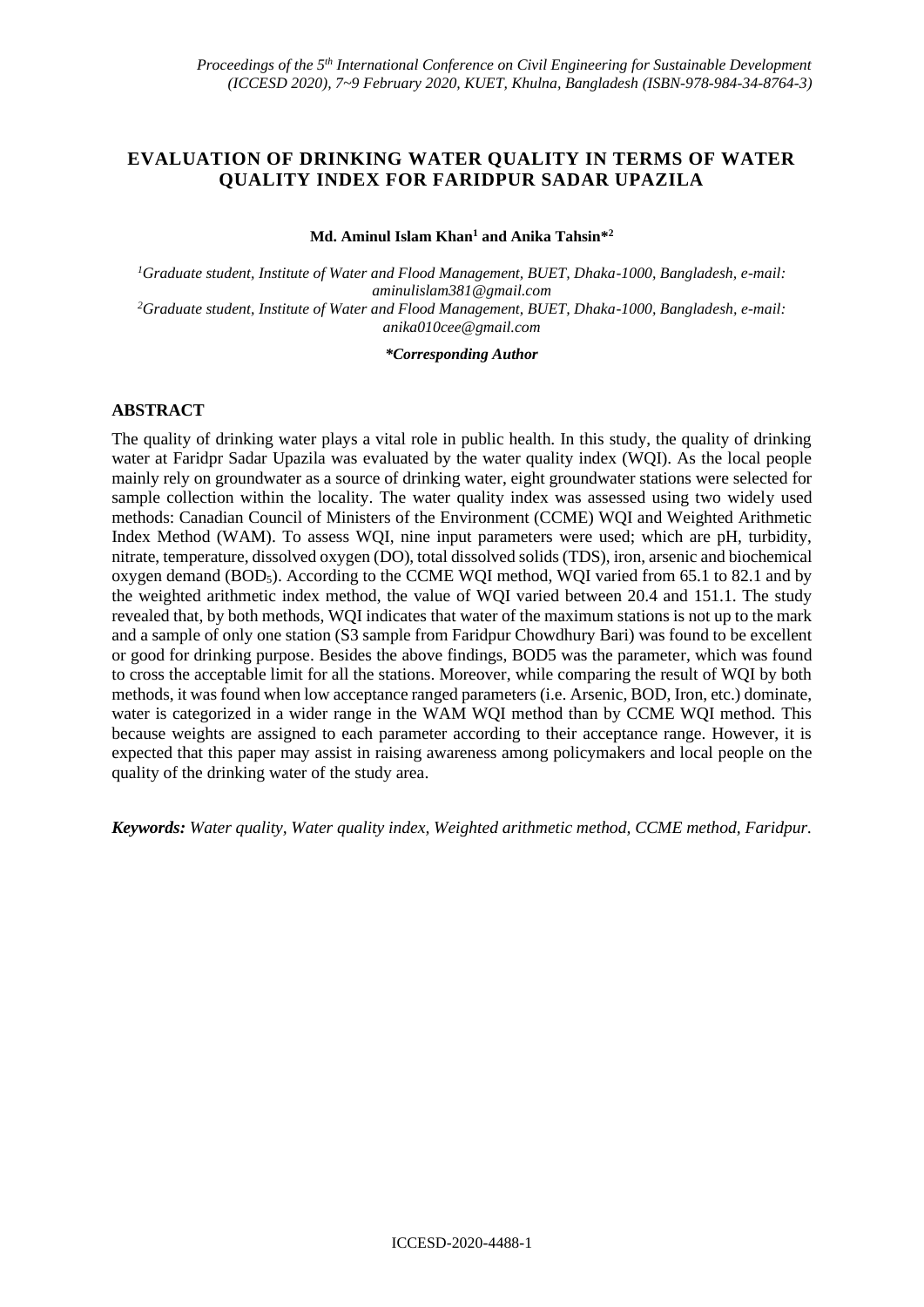# EVALUATION OF DRINKING WATER QUALITY IN TERMS OF WATER QUALITY INDEX FOR FARIDPUR SADAR UPAZILA

**Md. Aminul Islam Khan[1] and Anika Tahsin*[2]**

[1]*Graduate student, Institute of Water and Flood Management, BUET, Dhaka-1000, Bangladesh, e-mail: aminulislam381@gmail.com*

[2]*Graduate student, Institute of Water and Flood Management, BUET, Dhaka-1000, Bangladesh, e-mail: anika010cee@gmail.com*

***Corresponding Author***

## ABSTRACT

The quality of drinking water plays a vital role in public health. In this study, the quality of drinking water at Faridpr Sadar Upazila was evaluated by the water quality index (WQI). As the local people mainly rely on groundwater as a source of drinking water, eight groundwater stations were selected for sample collection within the locality. The water quality index was assessed using two widely used methods: Canadian Council of Ministers of the Environment (CCME) WQI and Weighted Arithmetic Index Method (WAM). To assess WQI, nine input parameters were used; which are pH, turbidity, nitrate, temperature, dissolved oxygen (DO), total dissolved solids (TDS), iron, arsenic and biochemical oxygen demand ($BOD_5$). According to the CCME WQI method, WQI varied from 65.1 to 82.1 and by the weighted arithmetic index method, the value of WQI varied between 20.4 and 151.1. The study revealed that, by both methods, WQI indicates that water of the maximum stations is not up to the mark and a sample of only one station (S3 sample from Faridpur Chowdhury Bari) was found to be excellent or good for drinking purpose. Besides the above findings, BOD5 was the parameter, which was found to cross the acceptable limit for all the stations. Moreover, while comparing the result of WQI by both methods, it was found when low acceptance ranged parameters (i.e. Arsenic, BOD, Iron, etc.) dominate, water is categorized in a wider range in the WAM WQI method than by CCME WQI method. This because weights are assigned to each parameter according to their acceptance range. However, it is expected that this paper may assist in raising awareness among policymakers and local people on the quality of the drinking water of the study area.

***Keywords:*** *Water quality, Water quality index, Weighted arithmetic method, CCME method, Faridpur.*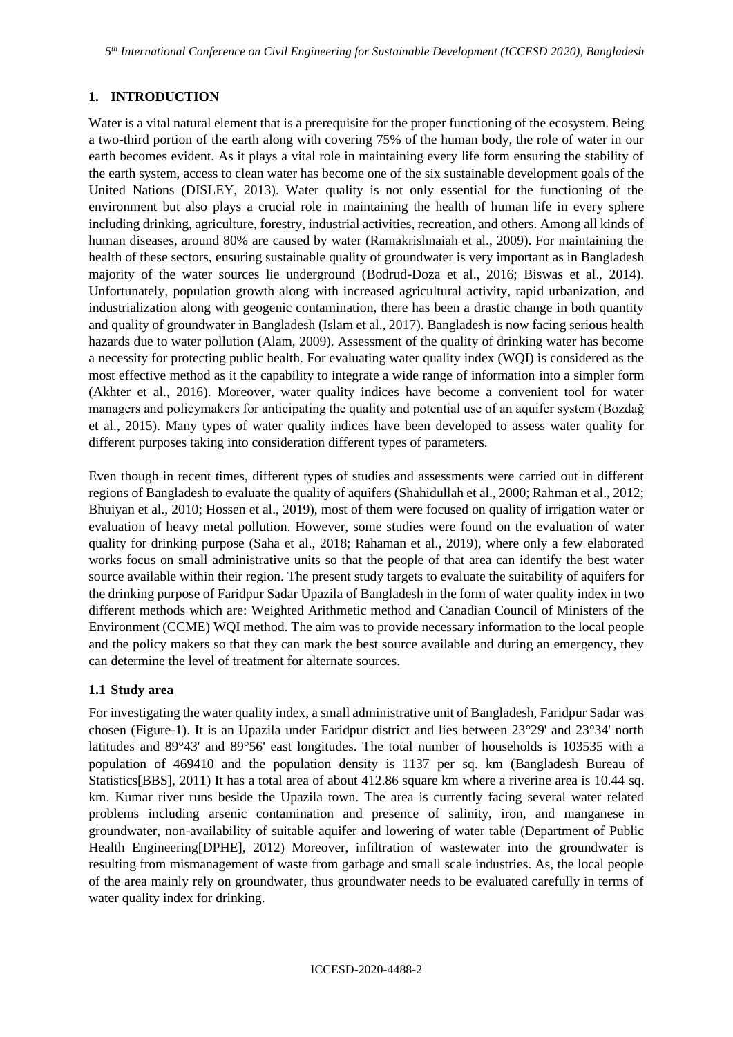## 1. INTRODUCTION

Water is a vital natural element that is a prerequisite for the proper functioning of the ecosystem. Being a two-third portion of the earth along with covering 75% of the human body, the role of water in our earth becomes evident. As it plays a vital role in maintaining every life form ensuring the stability of the earth system, access to clean water has become one of the six sustainable development goals of the United Nations (DISLEY, 2013). Water quality is not only essential for the functioning of the environment but also plays a crucial role in maintaining the health of human life in every sphere including drinking, agriculture, forestry, industrial activities, recreation, and others. Among all kinds of human diseases, around 80% are caused by water (Ramakrishnaiah et al., 2009). For maintaining the health of these sectors, ensuring sustainable quality of groundwater is very important as in Bangladesh majority of the water sources lie underground (Bodrud-Doza et al., 2016; Biswas et al., 2014). Unfortunately, population growth along with increased agricultural activity, rapid urbanization, and industrialization along with geogenic contamination, there has been a drastic change in both quantity and quality of groundwater in Bangladesh (Islam et al., 2017). Bangladesh is now facing serious health hazards due to water pollution (Alam, 2009). Assessment of the quality of drinking water has become a necessity for protecting public health. For evaluating water quality index (WQI) is considered as the most effective method as it the capability to integrate a wide range of information into a simpler form (Akhter et al., 2016). Moreover, water quality indices have become a convenient tool for water managers and policymakers for anticipating the quality and potential use of an aquifer system (Bozdağ et al., 2015). Many types of water quality indices have been developed to assess water quality for different purposes taking into consideration different types of parameters.

Even though in recent times, different types of studies and assessments were carried out in different regions of Bangladesh to evaluate the quality of aquifers (Shahidullah et al., 2000; Rahman et al., 2012; Bhuiyan et al., 2010; Hossen et al., 2019), most of them were focused on quality of irrigation water or evaluation of heavy metal pollution. However, some studies were found on the evaluation of water quality for drinking purpose (Saha et al., 2018; Rahaman et al., 2019), where only a few elaborated works focus on small administrative units so that the people of that area can identify the best water source available within their region. The present study targets to evaluate the suitability of aquifers for the drinking purpose of Faridpur Sadar Upazila of Bangladesh in the form of water quality index in two different methods which are: Weighted Arithmetic method and Canadian Council of Ministers of the Environment (CCME) WQI method. The aim was to provide necessary information to the local people and the policy makers so that they can mark the best source available and during an emergency, they can determine the level of treatment for alternate sources.

### 1.1 Study area

For investigating the water quality index, a small administrative unit of Bangladesh, Faridpur Sadar was chosen (Figure-1). It is an Upazila under Faridpur district and lies between 23°29' and 23°34' north latitudes and 89°43' and 89°56' east longitudes. The total number of households is 103535 with a population of 469410 and the population density is 1137 per sq. km (Bangladesh Bureau of Statistics[BBS], 2011) It has a total area of about 412.86 square km where a riverine area is 10.44 sq. km. Kumar river runs beside the Upazila town. The area is currently facing several water related problems including arsenic contamination and presence of salinity, iron, and manganese in groundwater, non-availability of suitable aquifer and lowering of water table (Department of Public Health Engineering[DPHE], 2012) Moreover, infiltration of wastewater into the groundwater is resulting from mismanagement of waste from garbage and small scale industries. As, the local people of the area mainly rely on groundwater, thus groundwater needs to be evaluated carefully in terms of water quality index for drinking.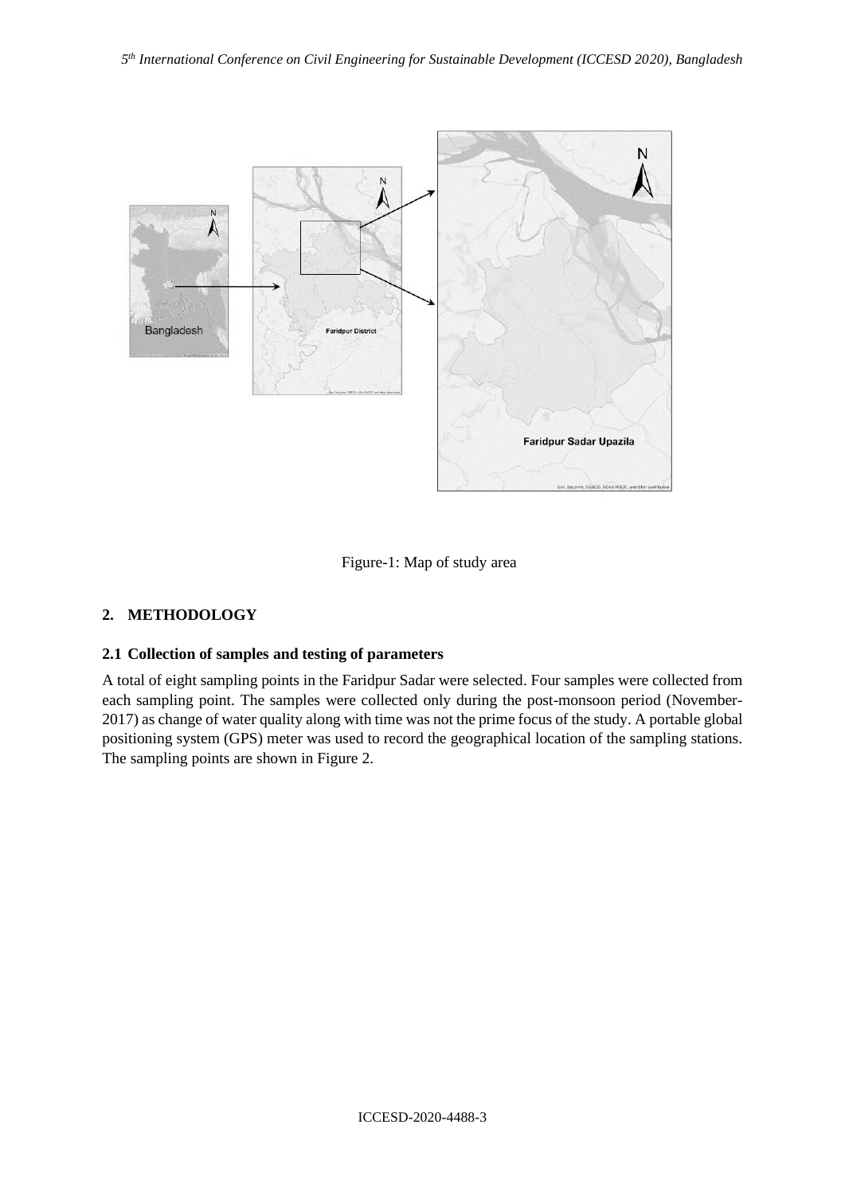Figure-1: Map of study area

## 2. METHODOLOGY

### 2.1 Collection of samples and testing of parameters

A total of eight sampling points in the Faridpur Sadar were selected. Four samples were collected from each sampling point. The samples were collected only during the post-monsoon period (November-2017) as change of water quality along with time was not the prime focus of the study. A portable global positioning system (GPS) meter was used to record the geographical location of the sampling stations. The sampling points are shown in Figure 2.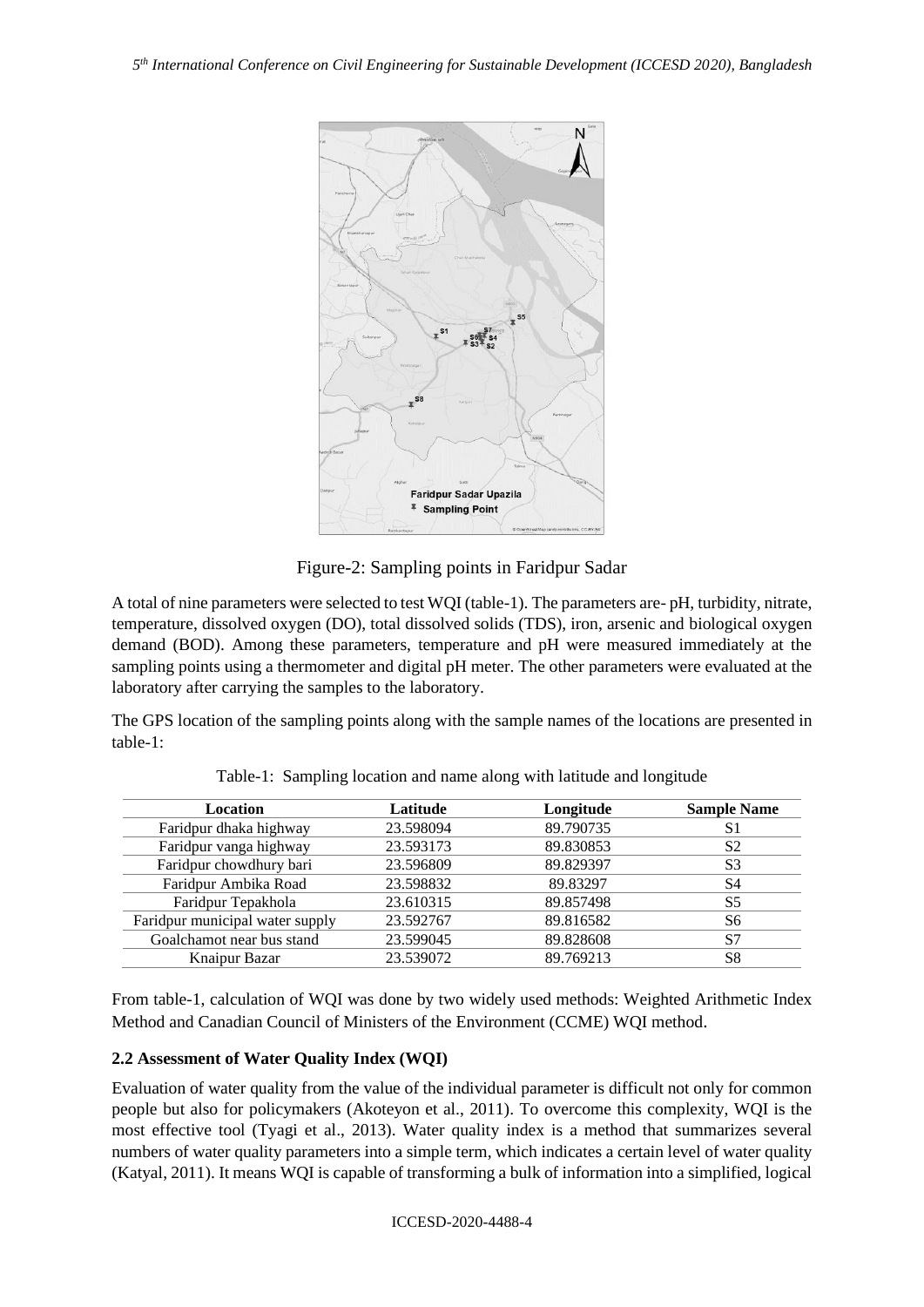Figure-2: Sampling points in Faridpur Sadar

A total of nine parameters were selected to test WQI (table-1). The parameters are- pH, turbidity, nitrate, temperature, dissolved oxygen (DO), total dissolved solids (TDS), iron, arsenic and biological oxygen demand (BOD). Among these parameters, temperature and pH were measured immediately at the sampling points using a thermometer and digital pH meter. The other parameters were evaluated at the laboratory after carrying the samples to the laboratory.

The GPS location of the sampling points along with the sample names of the locations are presented in table-1:

Table-1: Sampling location and name along with latitude and longitude

| Location | Latitude | Longitude | Sample Name |
|---|---|---|---|
| Faridpur dhaka highway | 23.598094 | 89.790735 | S1 |
| Faridpur vanga highway | 23.593173 | 89.830853 | S2 |
| Faridpur chowdhury bari | 23.596809 | 89.829397 | S3 |
| Faridpur Ambika Road | 23.598832 | 89.83297 | S4 |
| Faridpur Tepakhola | 23.610315 | 89.857498 | S5 |
| Faridpur municipal water supply | 23.592767 | 89.816582 | S6 |
| Goalchamot near bus stand | 23.599045 | 89.828608 | S7 |
| Knaipur Bazar | 23.539072 | 89.769213 | S8 |

From table-1, calculation of WQI was done by two widely used methods: Weighted Arithmetic Index Method and Canadian Council of Ministers of the Environment (CCME) WQI method.

### 2.2 Assessment of Water Quality Index (WQI)

Evaluation of water quality from the value of the individual parameter is difficult not only for common people but also for policymakers (Akoteyon et al., 2011). To overcome this complexity, WQI is the most effective tool (Tyagi et al., 2013). Water quality index is a method that summarizes several numbers of water quality parameters into a simple term, which indicates a certain level of water quality (Katyal, 2011). It means WQI is capable of transforming a bulk of information into a simplified, logical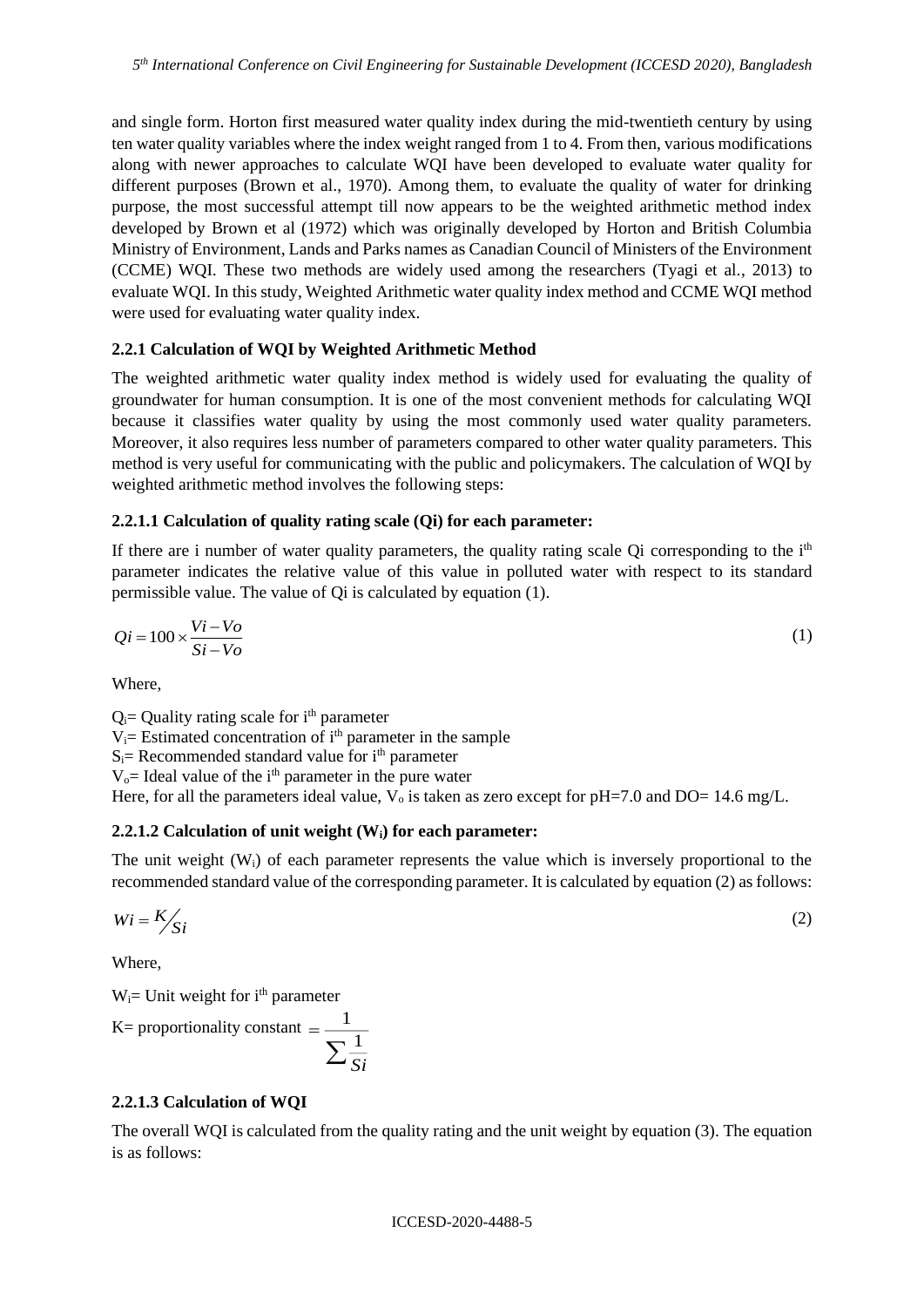and single form. Horton first measured water quality index during the mid-twentieth century by using ten water quality variables where the index weight ranged from 1 to 4. From then, various modifications along with newer approaches to calculate WQI have been developed to evaluate water quality for different purposes (Brown et al., 1970). Among them, to evaluate the quality of water for drinking purpose, the most successful attempt till now appears to be the weighted arithmetic method index developed by Brown et al (1972) which was originally developed by Horton and British Columbia Ministry of Environment, Lands and Parks names as Canadian Council of Ministers of the Environment (CCME) WQI. These two methods are widely used among the researchers (Tyagi et al., 2013) to evaluate WQI. In this study, Weighted Arithmetic water quality index method and CCME WQI method were used for evaluating water quality index.

### 2.2.1 Calculation of WQI by Weighted Arithmetic Method

The weighted arithmetic water quality index method is widely used for evaluating the quality of groundwater for human consumption. It is one of the most convenient methods for calculating WQI because it classifies water quality by using the most commonly used water quality parameters. Moreover, it also requires less number of parameters compared to other water quality parameters. This method is very useful for communicating with the public and policymakers. The calculation of WQI by weighted arithmetic method involves the following steps:

#### 2.2.1.1 Calculation of quality rating scale (Qi) for each parameter:

If there are i number of water quality parameters, the quality rating scale Qi corresponding to the $i^{th}$ parameter indicates the relative value of this value in polluted water with respect to its standard permissible value. The value of Qi is calculated by equation (1).

$$Qi = 100 \times \frac{Vi - Vo}{Si - Vo} \qquad (1)$$

Where,

$Q_i$= Quality rating scale for $i^{th}$ parameter
$V_i$= Estimated concentration of $i^{th}$ parameter in the sample
$S_i$= Recommended standard value for $i^{th}$ parameter
$V_o$= Ideal value of the $i^{th}$ parameter in the pure water
Here, for all the parameters ideal value, $V_o$ is taken as zero except for pH=7.0 and DO= 14.6 mg/L.

#### 2.2.1.2 Calculation of unit weight ($W_i$) for each parameter:

The unit weight ($W_i$) of each parameter represents the value which is inversely proportional to the recommended standard value of the corresponding parameter. It is calculated by equation (2) as follows:

$$Wi = K/Si \qquad (2)$$

Where,

$W_i$= Unit weight for $i^{th}$ parameter

K= proportionality constant $= \dfrac{1}{\sum \frac{1}{Si}}$

#### 2.2.1.3 Calculation of WQI

The overall WQI is calculated from the quality rating and the unit weight by equation (3). The equation is as follows: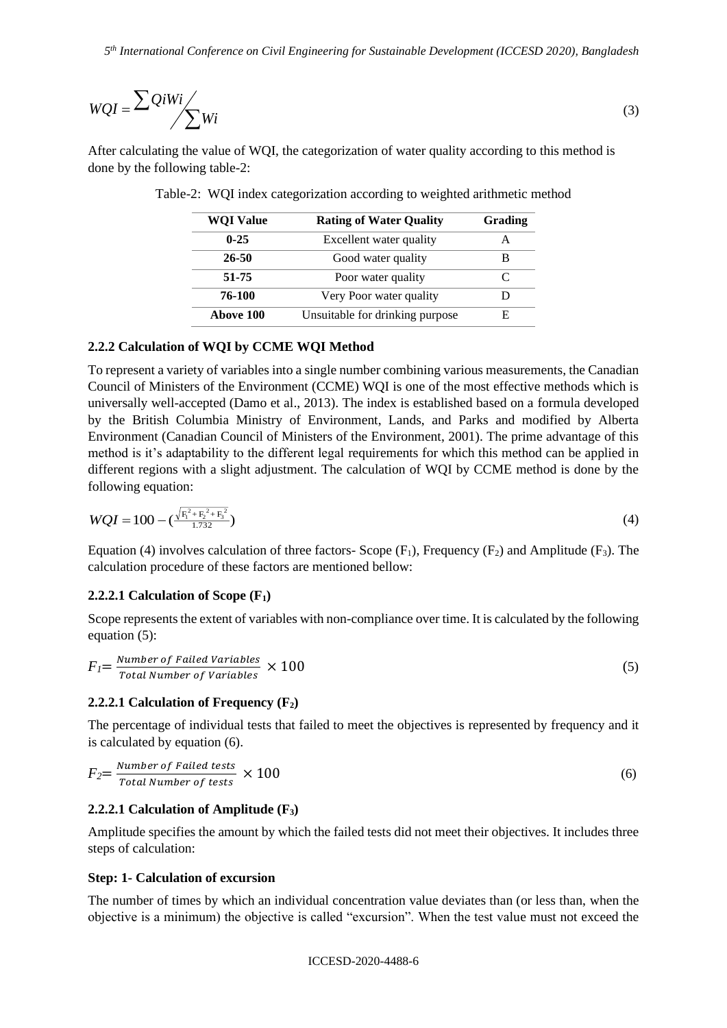$$WQI = \sum QiWi \Big/ \sum Wi \tag{3}$$

After calculating the value of WQI, the categorization of water quality according to this method is done by the following table-2:

Table-2: WQI index categorization according to weighted arithmetic method

| WQI Value | Rating of Water Quality | Grading |
|---|---|---|
| **0-25** | Excellent water quality | A |
| **26-50** | Good water quality | B |
| **51-75** | Poor water quality | C |
| **76-100** | Very Poor water quality | D |
| **Above 100** | Unsuitable for drinking purpose | E |

### 2.2.2 Calculation of WQI by CCME WQI Method

To represent a variety of variables into a single number combining various measurements, the Canadian Council of Ministers of the Environment (CCME) WQI is one of the most effective methods which is universally well-accepted (Damo et al., 2013). The index is established based on a formula developed by the British Columbia Ministry of Environment, Lands, and Parks and modified by Alberta Environment (Canadian Council of Ministers of the Environment, 2001). The prime advantage of this method is it's adaptability to the different legal requirements for which this method can be applied in different regions with a slight adjustment. The calculation of WQI by CCME method is done by the following equation:

$$WQI = 100 - \left(\frac{\sqrt{F_1^2 + F_2^2 + F_3^2}}{1.732}\right) \tag{4}$$

Equation (4) involves calculation of three factors- Scope ($F_1$), Frequency ($F_2$) and Amplitude ($F_3$). The calculation procedure of these factors are mentioned bellow:

#### 2.2.2.1 Calculation of Scope ($F_1$)

Scope represents the extent of variables with non-compliance over time. It is calculated by the following equation (5):

$$F_1 = \frac{Number\ of\ Failed\ Variables}{Total\ Number\ of\ Variables} \times 100 \tag{5}$$

#### 2.2.2.1 Calculation of Frequency ($F_2$)

The percentage of individual tests that failed to meet the objectives is represented by frequency and it is calculated by equation (6).

$$F_2 = \frac{Number\ of\ Failed\ tests}{Total\ Number\ of\ tests} \times 100 \tag{6}$$

#### 2.2.2.1 Calculation of Amplitude ($F_3$)

Amplitude specifies the amount by which the failed tests did not meet their objectives. It includes three steps of calculation:

**Step: 1- Calculation of excursion**

The number of times by which an individual concentration value deviates than (or less than, when the objective is a minimum) the objective is called "excursion". When the test value must not exceed the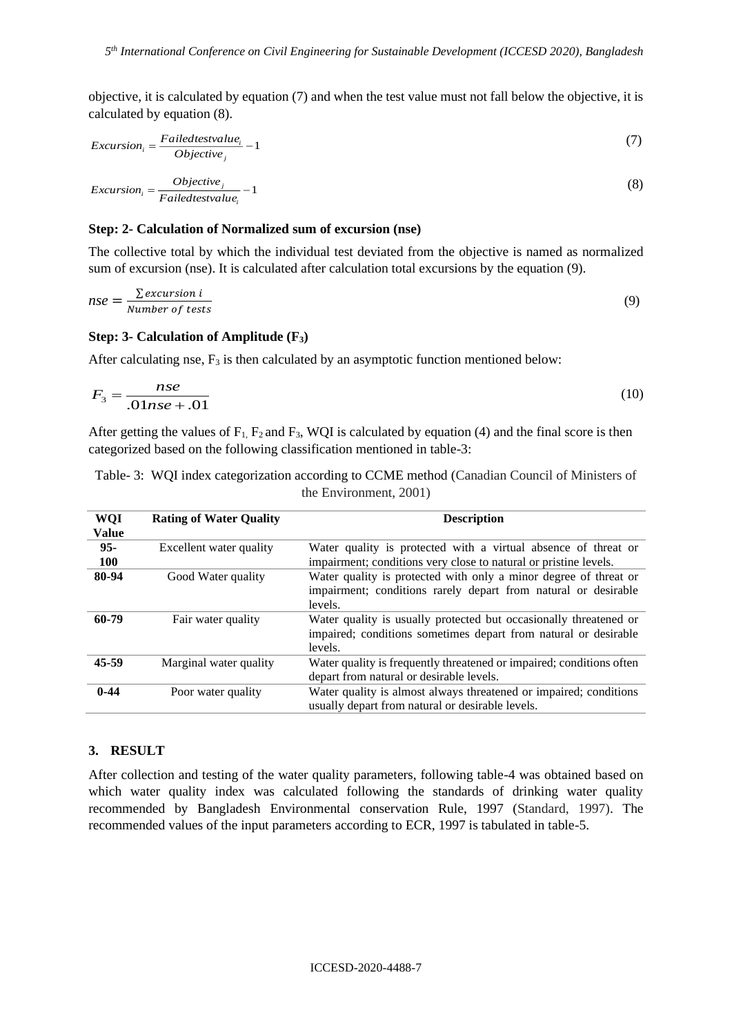objective, it is calculated by equation (7) and when the test value must not fall below the objective, it is calculated by equation (8).

$$Excursion_i = \frac{Failedtestvalue_i}{Objective_j} - 1 \tag{7}$$

$$Excursion_i = \frac{Objective_j}{Failedtestvalue_i} - 1 \tag{8}$$

**Step: 2- Calculation of Normalized sum of excursion (nse)**

The collective total by which the individual test deviated from the objective is named as normalized sum of excursion (nse). It is calculated after calculation total excursions by the equation (9).

$$nse = \frac{\sum excursion\ i}{Number\ of\ tests} \tag{9}$$

**Step: 3- Calculation of Amplitude ($F_3$)**

After calculating nse, $F_3$ is then calculated by an asymptotic function mentioned below:

$$F_3 = \frac{nse}{.01nse + .01} \tag{10}$$

After getting the values of $F_1$, $F_2$ and $F_3$, WQI is calculated by equation (4) and the final score is then categorized based on the following classification mentioned in table-3:

Table- 3: WQI index categorization according to CCME method (Canadian Council of Ministers of the Environment, 2001)

| WQI Value | Rating of Water Quality | Description |
|---|---|---|
| **95-100** | Excellent water quality | Water quality is protected with a virtual absence of threat or impairment; conditions very close to natural or pristine levels. |
| **80-94** | Good Water quality | Water quality is protected with only a minor degree of threat or impairment; conditions rarely depart from natural or desirable levels. |
| **60-79** | Fair water quality | Water quality is usually protected but occasionally threatened or impaired; conditions sometimes depart from natural or desirable levels. |
| **45-59** | Marginal water quality | Water quality is frequently threatened or impaired; conditions often depart from natural or desirable levels. |
| **0-44** | Poor water quality | Water quality is almost always threatened or impaired; conditions usually depart from natural or desirable levels. |

## 3. RESULT

After collection and testing of the water quality parameters, following table-4 was obtained based on which water quality index was calculated following the standards of drinking water quality recommended by Bangladesh Environmental conservation Rule, 1997 (Standard, 1997). The recommended values of the input parameters according to ECR, 1997 is tabulated in table-5.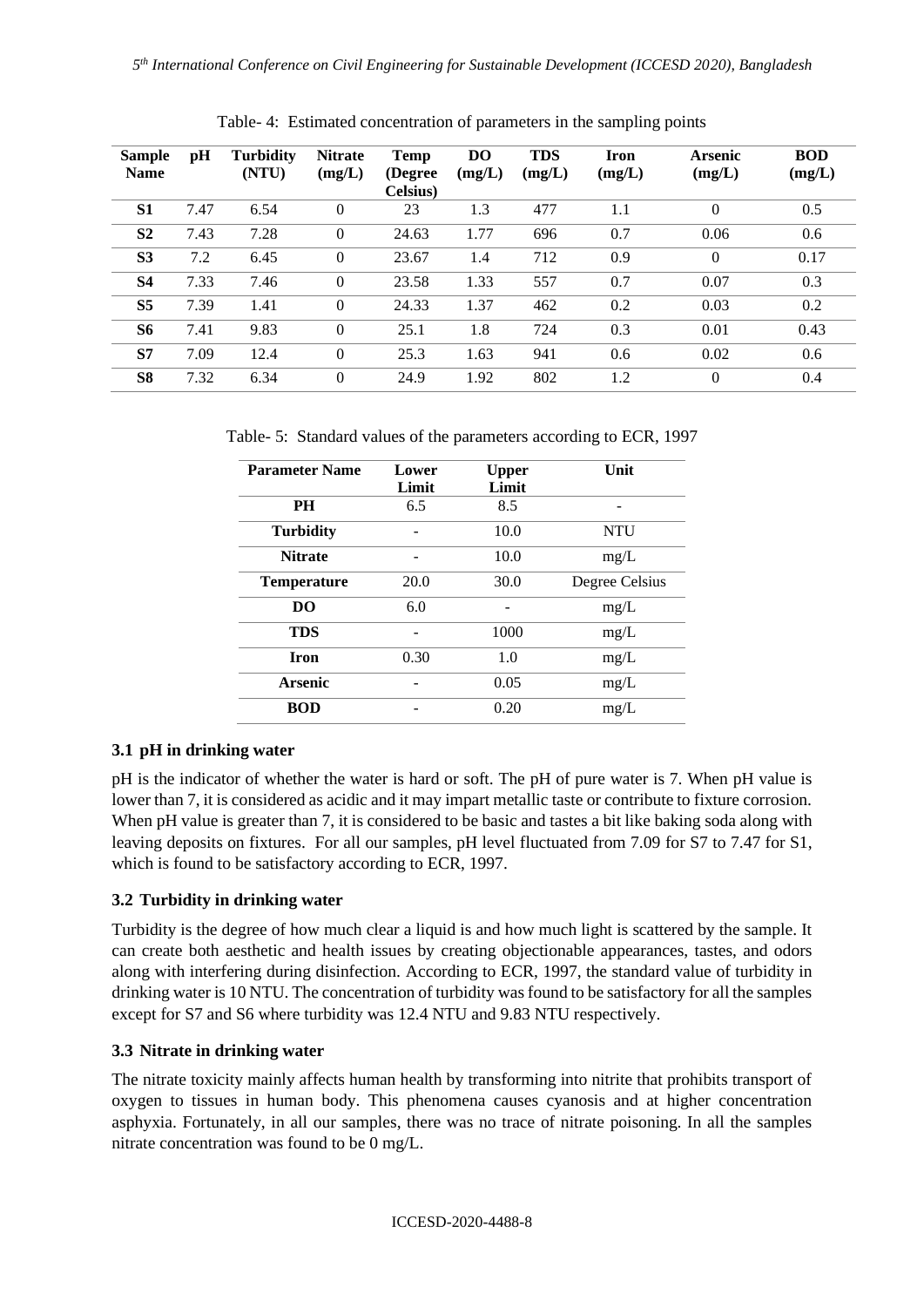Table- 4: Estimated concentration of parameters in the sampling points

| Sample Name | pH | Turbidity (NTU) | Nitrate (mg/L) | Temp (Degree Celsius) | DO (mg/L) | TDS (mg/L) | Iron (mg/L) | Arsenic (mg/L) | BOD (mg/L) |
|---|---|---|---|---|---|---|---|---|---|
| S1 | 7.47 | 6.54 | 0 | 23 | 1.3 | 477 | 1.1 | 0 | 0.5 |
| S2 | 7.43 | 7.28 | 0 | 24.63 | 1.77 | 696 | 0.7 | 0.06 | 0.6 |
| S3 | 7.2 | 6.45 | 0 | 23.67 | 1.4 | 712 | 0.9 | 0 | 0.17 |
| S4 | 7.33 | 7.46 | 0 | 23.58 | 1.33 | 557 | 0.7 | 0.07 | 0.3 |
| S5 | 7.39 | 1.41 | 0 | 24.33 | 1.37 | 462 | 0.2 | 0.03 | 0.2 |
| S6 | 7.41 | 9.83 | 0 | 25.1 | 1.8 | 724 | 0.3 | 0.01 | 0.43 |
| S7 | 7.09 | 12.4 | 0 | 25.3 | 1.63 | 941 | 0.6 | 0.02 | 0.6 |
| S8 | 7.32 | 6.34 | 0 | 24.9 | 1.92 | 802 | 1.2 | 0 | 0.4 |

Table- 5: Standard values of the parameters according to ECR, 1997

| Parameter Name | Lower Limit | Upper Limit | Unit |
|---|---|---|---|
| PH | 6.5 | 8.5 | - |
| Turbidity | - | 10.0 | NTU |
| Nitrate | - | 10.0 | mg/L |
| Temperature | 20.0 | 30.0 | Degree Celsius |
| DO | 6.0 | - | mg/L |
| TDS | - | 1000 | mg/L |
| Iron | 0.30 | 1.0 | mg/L |
| Arsenic | - | 0.05 | mg/L |
| BOD | - | 0.20 | mg/L |

### 3.1 pH in drinking water

pH is the indicator of whether the water is hard or soft. The pH of pure water is 7. When pH value is lower than 7, it is considered as acidic and it may impart metallic taste or contribute to fixture corrosion. When pH value is greater than 7, it is considered to be basic and tastes a bit like baking soda along with leaving deposits on fixtures. For all our samples, pH level fluctuated from 7.09 for S7 to 7.47 for S1, which is found to be satisfactory according to ECR, 1997.

### 3.2 Turbidity in drinking water

Turbidity is the degree of how much clear a liquid is and how much light is scattered by the sample. It can create both aesthetic and health issues by creating objectionable appearances, tastes, and odors along with interfering during disinfection. According to ECR, 1997, the standard value of turbidity in drinking water is 10 NTU. The concentration of turbidity was found to be satisfactory for all the samples except for S7 and S6 where turbidity was 12.4 NTU and 9.83 NTU respectively.

### 3.3 Nitrate in drinking water

The nitrate toxicity mainly affects human health by transforming into nitrite that prohibits transport of oxygen to tissues in human body. This phenomena causes cyanosis and at higher concentration asphyxia. Fortunately, in all our samples, there was no trace of nitrate poisoning. In all the samples nitrate concentration was found to be 0 mg/L.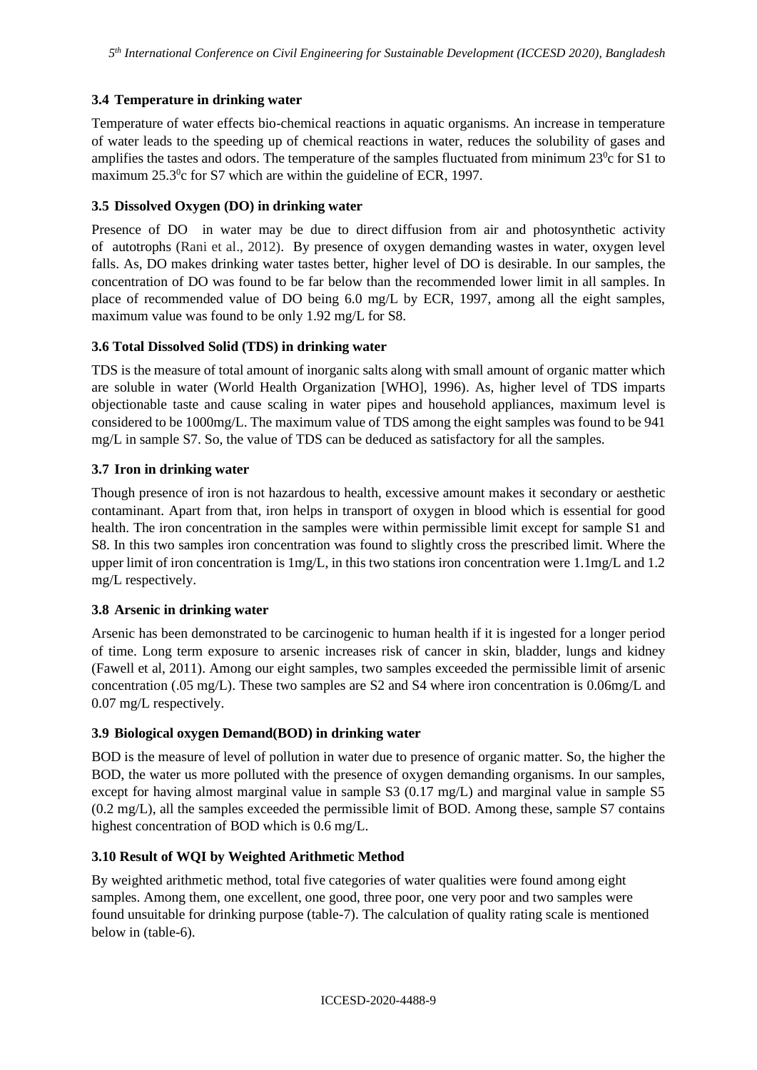### 3.4 Temperature in drinking water

Temperature of water effects bio-chemical reactions in aquatic organisms. An increase in temperature of water leads to the speeding up of chemical reactions in water, reduces the solubility of gases and amplifies the tastes and odors. The temperature of the samples fluctuated from minimum $23^0$c for S1 to maximum $25.3^0$c for S7 which are within the guideline of ECR, 1997.

### 3.5 Dissolved Oxygen (DO) in drinking water

Presence of DO in water may be due to direct diffusion from air and photosynthetic activity of autotrophs (Rani et al., 2012). By presence of oxygen demanding wastes in water, oxygen level falls. As, DO makes drinking water tastes better, higher level of DO is desirable. In our samples, the concentration of DO was found to be far below than the recommended lower limit in all samples. In place of recommended value of DO being 6.0 mg/L by ECR, 1997, among all the eight samples, maximum value was found to be only 1.92 mg/L for S8.

### 3.6 Total Dissolved Solid (TDS) in drinking water

TDS is the measure of total amount of inorganic salts along with small amount of organic matter which are soluble in water (World Health Organization [WHO], 1996). As, higher level of TDS imparts objectionable taste and cause scaling in water pipes and household appliances, maximum level is considered to be 1000mg/L. The maximum value of TDS among the eight samples was found to be 941 mg/L in sample S7. So, the value of TDS can be deduced as satisfactory for all the samples.

### 3.7 Iron in drinking water

Though presence of iron is not hazardous to health, excessive amount makes it secondary or aesthetic contaminant. Apart from that, iron helps in transport of oxygen in blood which is essential for good health. The iron concentration in the samples were within permissible limit except for sample S1 and S8. In this two samples iron concentration was found to slightly cross the prescribed limit. Where the upper limit of iron concentration is 1mg/L, in this two stations iron concentration were 1.1mg/L and 1.2 mg/L respectively.

### 3.8 Arsenic in drinking water

Arsenic has been demonstrated to be carcinogenic to human health if it is ingested for a longer period of time. Long term exposure to arsenic increases risk of cancer in skin, bladder, lungs and kidney (Fawell et al, 2011). Among our eight samples, two samples exceeded the permissible limit of arsenic concentration (.05 mg/L). These two samples are S2 and S4 where iron concentration is 0.06mg/L and 0.07 mg/L respectively.

### 3.9 Biological oxygen Demand(BOD) in drinking water

BOD is the measure of level of pollution in water due to presence of organic matter. So, the higher the BOD, the water us more polluted with the presence of oxygen demanding organisms. In our samples, except for having almost marginal value in sample S3 (0.17 mg/L) and marginal value in sample S5 (0.2 mg/L), all the samples exceeded the permissible limit of BOD. Among these, sample S7 contains highest concentration of BOD which is 0.6 mg/L.

### 3.10 Result of WQI by Weighted Arithmetic Method

By weighted arithmetic method, total five categories of water qualities were found among eight samples. Among them, one excellent, one good, three poor, one very poor and two samples were found unsuitable for drinking purpose (table-7). The calculation of quality rating scale is mentioned below in (table-6).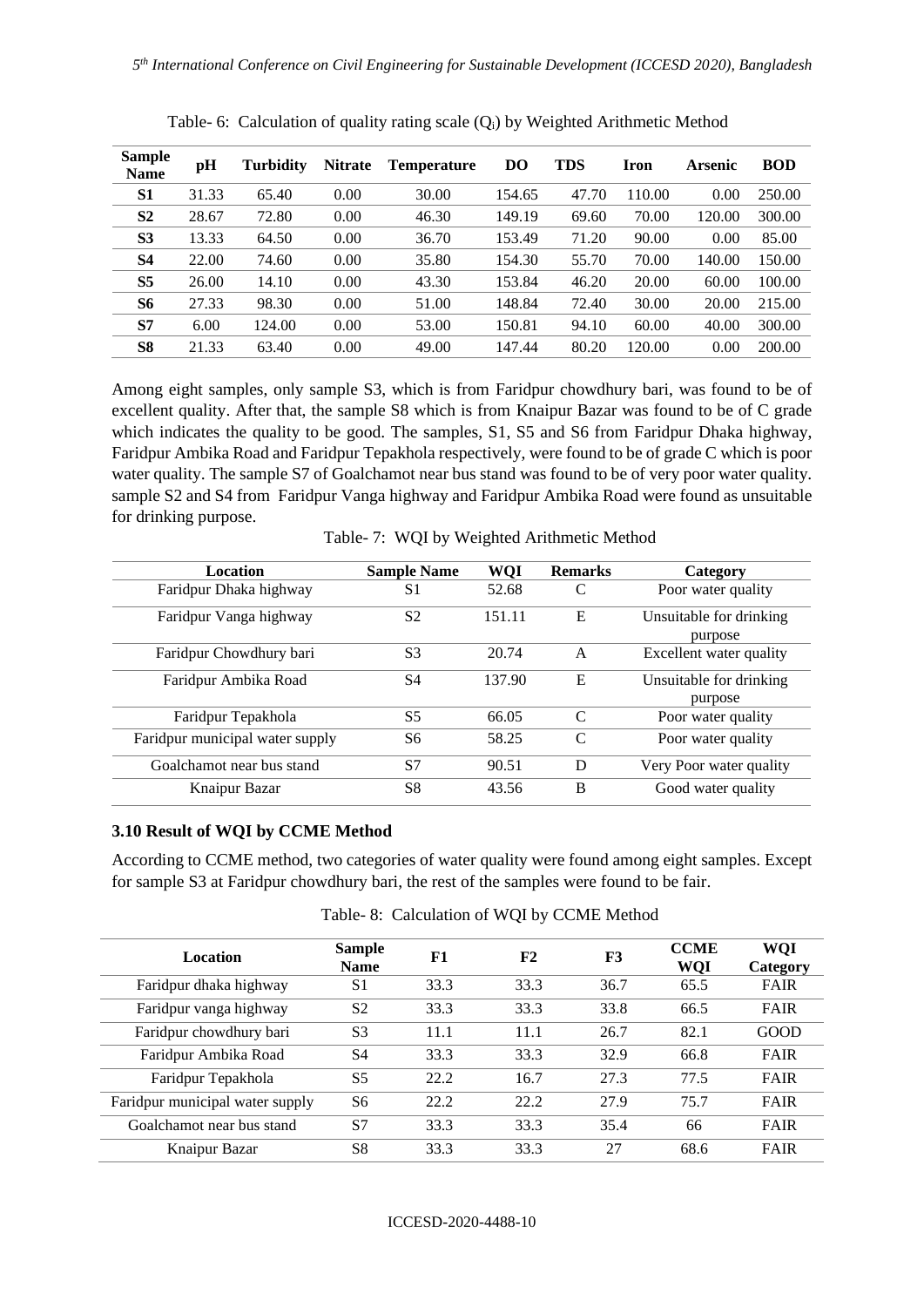Table- 6: Calculation of quality rating scale ($Q_i$) by Weighted Arithmetic Method

| Sample Name | pH | Turbidity | Nitrate | Temperature | DO | TDS | Iron | Arsenic | BOD |
|---|---|---|---|---|---|---|---|---|---|
| S1 | 31.33 | 65.40 | 0.00 | 30.00 | 154.65 | 47.70 | 110.00 | 0.00 | 250.00 |
| S2 | 28.67 | 72.80 | 0.00 | 46.30 | 149.19 | 69.60 | 70.00 | 120.00 | 300.00 |
| S3 | 13.33 | 64.50 | 0.00 | 36.70 | 153.49 | 71.20 | 90.00 | 0.00 | 85.00 |
| S4 | 22.00 | 74.60 | 0.00 | 35.80 | 154.30 | 55.70 | 70.00 | 140.00 | 150.00 |
| S5 | 26.00 | 14.10 | 0.00 | 43.30 | 153.84 | 46.20 | 20.00 | 60.00 | 100.00 |
| S6 | 27.33 | 98.30 | 0.00 | 51.00 | 148.84 | 72.40 | 30.00 | 20.00 | 215.00 |
| S7 | 6.00 | 124.00 | 0.00 | 53.00 | 150.81 | 94.10 | 60.00 | 40.00 | 300.00 |
| S8 | 21.33 | 63.40 | 0.00 | 49.00 | 147.44 | 80.20 | 120.00 | 0.00 | 200.00 |

Among eight samples, only sample S3, which is from Faridpur chowdhury bari, was found to be of excellent quality. After that, the sample S8 which is from Knaipur Bazar was found to be of C grade which indicates the quality to be good. The samples, S1, S5 and S6 from Faridpur Dhaka highway, Faridpur Ambika Road and Faridpur Tepakhola respectively, were found to be of grade C which is poor water quality. The sample S7 of Goalchamot near bus stand was found to be of very poor water quality. sample S2 and S4 from Faridpur Vanga highway and Faridpur Ambika Road were found as unsuitable for drinking purpose.

Table- 7: WQI by Weighted Arithmetic Method

| Location | Sample Name | WQI | Remarks | Category |
|---|---|---|---|---|
| Faridpur Dhaka highway | S1 | 52.68 | C | Poor water quality |
| Faridpur Vanga highway | S2 | 151.11 | E | Unsuitable for drinking purpose |
| Faridpur Chowdhury bari | S3 | 20.74 | A | Excellent water quality |
| Faridpur Ambika Road | S4 | 137.90 | E | Unsuitable for drinking purpose |
| Faridpur Tepakhola | S5 | 66.05 | C | Poor water quality |
| Faridpur municipal water supply | S6 | 58.25 | C | Poor water quality |
| Goalchamot near bus stand | S7 | 90.51 | D | Very Poor water quality |
| Knaipur Bazar | S8 | 43.56 | B | Good water quality |

### 3.10 Result of WQI by CCME Method

According to CCME method, two categories of water quality were found among eight samples. Except for sample S3 at Faridpur chowdhury bari, the rest of the samples were found to be fair.

Table- 8: Calculation of WQI by CCME Method

| Location | Sample Name | F1 | F2 | F3 | CCME WQI | WQI Category |
|---|---|---|---|---|---|---|
| Faridpur dhaka highway | S1 | 33.3 | 33.3 | 36.7 | 65.5 | FAIR |
| Faridpur vanga highway | S2 | 33.3 | 33.3 | 33.8 | 66.5 | FAIR |
| Faridpur chowdhury bari | S3 | 11.1 | 11.1 | 26.7 | 82.1 | GOOD |
| Faridpur Ambika Road | S4 | 33.3 | 33.3 | 32.9 | 66.8 | FAIR |
| Faridpur Tepakhola | S5 | 22.2 | 16.7 | 27.3 | 77.5 | FAIR |
| Faridpur municipal water supply | S6 | 22.2 | 22.2 | 27.9 | 75.7 | FAIR |
| Goalchamot near bus stand | S7 | 33.3 | 33.3 | 35.4 | 66 | FAIR |
| Knaipur Bazar | S8 | 33.3 | 33.3 | 27 | 68.6 | FAIR |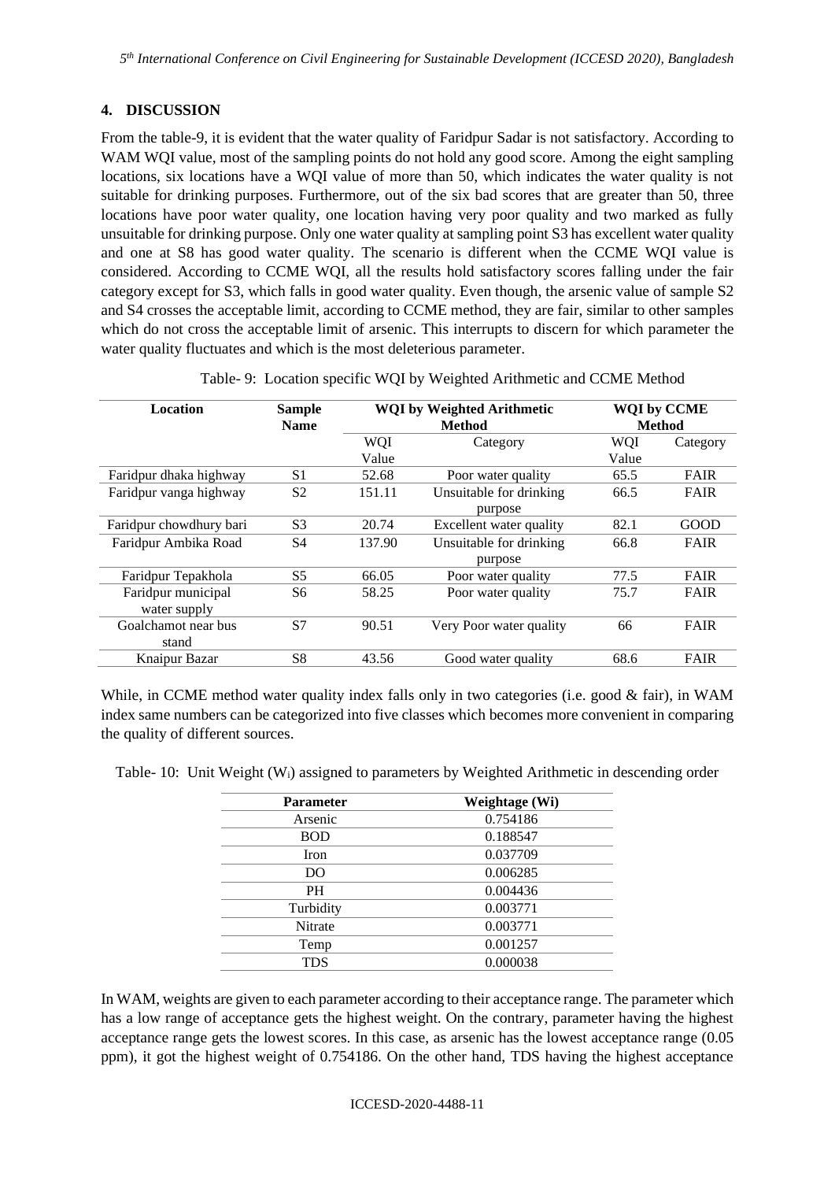## 4. DISCUSSION

From the table-9, it is evident that the water quality of Faridpur Sadar is not satisfactory. According to WAM WQI value, most of the sampling points do not hold any good score. Among the eight sampling locations, six locations have a WQI value of more than 50, which indicates the water quality is not suitable for drinking purposes. Furthermore, out of the six bad scores that are greater than 50, three locations have poor water quality, one location having very poor quality and two marked as fully unsuitable for drinking purpose. Only one water quality at sampling point S3 has excellent water quality and one at S8 has good water quality. The scenario is different when the CCME WQI value is considered. According to CCME WQI, all the results hold satisfactory scores falling under the fair category except for S3, which falls in good water quality. Even though, the arsenic value of sample S2 and S4 crosses the acceptable limit, according to CCME method, they are fair, similar to other samples which do not cross the acceptable limit of arsenic. This interrupts to discern for which parameter the water quality fluctuates and which is the most deleterious parameter.

Table- 9: Location specific WQI by Weighted Arithmetic and CCME Method

| Location | Sample Name | WQI by Weighted Arithmetic Method | | WQI by CCME Method | |
|---|---|---|---|---|---|
| | | WQI Value | Category | WQI Value | Category |
| Faridpur dhaka highway | S1 | 52.68 | Poor water quality | 65.5 | FAIR |
| Faridpur vanga highway | S2 | 151.11 | Unsuitable for drinking purpose | 66.5 | FAIR |
| Faridpur chowdhury bari | S3 | 20.74 | Excellent water quality | 82.1 | GOOD |
| Faridpur Ambika Road | S4 | 137.90 | Unsuitable for drinking purpose | 66.8 | FAIR |
| Faridpur Tepakhola | S5 | 66.05 | Poor water quality | 77.5 | FAIR |
| Faridpur municipal water supply | S6 | 58.25 | Poor water quality | 75.7 | FAIR |
| Goalchamot near bus stand | S7 | 90.51 | Very Poor water quality | 66 | FAIR |
| Knaipur Bazar | S8 | 43.56 | Good water quality | 68.6 | FAIR |

While, in CCME method water quality index falls only in two categories (i.e. good & fair), in WAM index same numbers can be categorized into five classes which becomes more convenient in comparing the quality of different sources.

Table- 10: Unit Weight ($W_i$) assigned to parameters by Weighted Arithmetic in descending order

| Parameter | Weightage (Wi) |
|---|---|
| Arsenic | 0.754186 |
| BOD | 0.188547 |
| Iron | 0.037709 |
| DO | 0.006285 |
| PH | 0.004436 |
| Turbidity | 0.003771 |
| Nitrate | 0.003771 |
| Temp | 0.001257 |
| TDS | 0.000038 |

In WAM, weights are given to each parameter according to their acceptance range. The parameter which has a low range of acceptance gets the highest weight. On the contrary, parameter having the highest acceptance range gets the lowest scores. In this case, as arsenic has the lowest acceptance range (0.05 ppm), it got the highest weight of 0.754186. On the other hand, TDS having the highest acceptance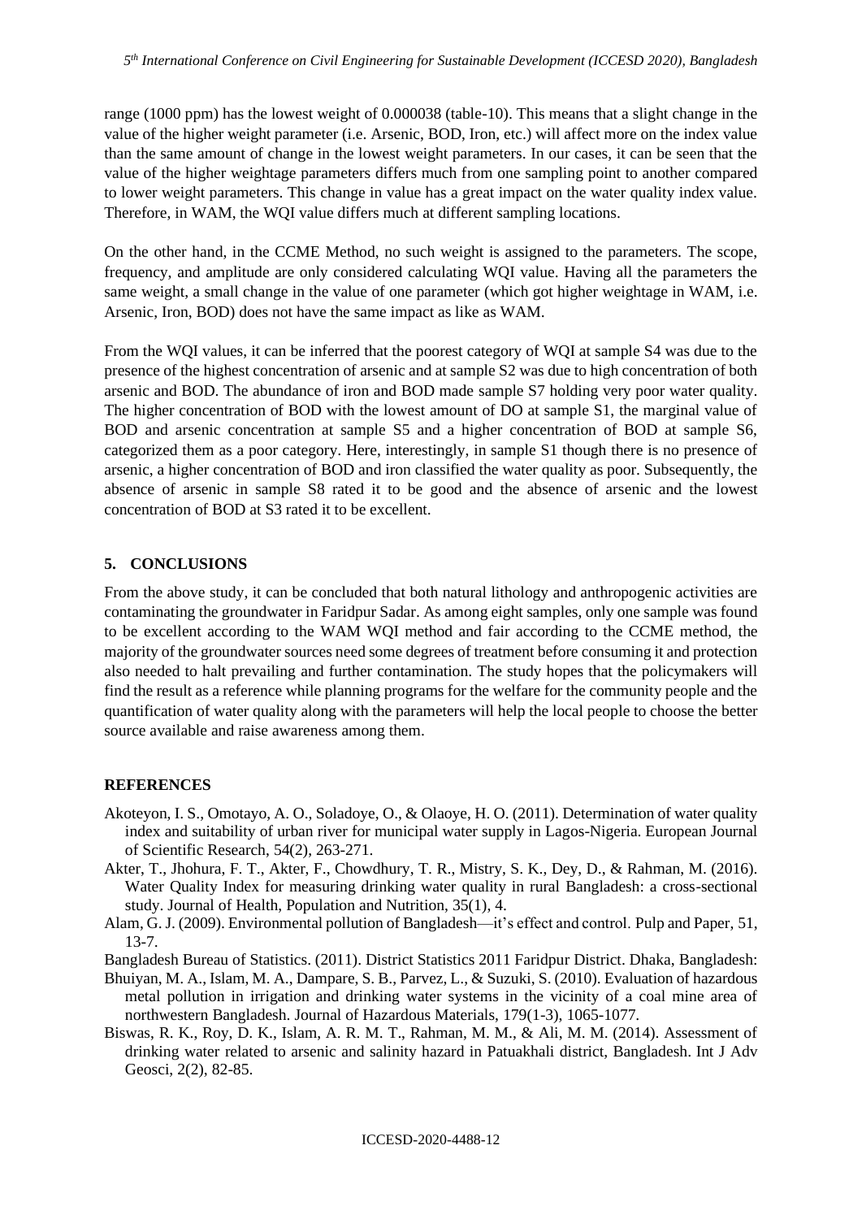range (1000 ppm) has the lowest weight of 0.000038 (table-10). This means that a slight change in the value of the higher weight parameter (i.e. Arsenic, BOD, Iron, etc.) will affect more on the index value than the same amount of change in the lowest weight parameters. In our cases, it can be seen that the value of the higher weightage parameters differs much from one sampling point to another compared to lower weight parameters. This change in value has a great impact on the water quality index value. Therefore, in WAM, the WQI value differs much at different sampling locations.

On the other hand, in the CCME Method, no such weight is assigned to the parameters. The scope, frequency, and amplitude are only considered calculating WQI value. Having all the parameters the same weight, a small change in the value of one parameter (which got higher weightage in WAM, i.e. Arsenic, Iron, BOD) does not have the same impact as like as WAM.

From the WQI values, it can be inferred that the poorest category of WQI at sample S4 was due to the presence of the highest concentration of arsenic and at sample S2 was due to high concentration of both arsenic and BOD. The abundance of iron and BOD made sample S7 holding very poor water quality. The higher concentration of BOD with the lowest amount of DO at sample S1, the marginal value of BOD and arsenic concentration at sample S5 and a higher concentration of BOD at sample S6, categorized them as a poor category. Here, interestingly, in sample S1 though there is no presence of arsenic, a higher concentration of BOD and iron classified the water quality as poor. Subsequently, the absence of arsenic in sample S8 rated it to be good and the absence of arsenic and the lowest concentration of BOD at S3 rated it to be excellent.

## 5. CONCLUSIONS

From the above study, it can be concluded that both natural lithology and anthropogenic activities are contaminating the groundwater in Faridpur Sadar. As among eight samples, only one sample was found to be excellent according to the WAM WQI method and fair according to the CCME method, the majority of the groundwater sources need some degrees of treatment before consuming it and protection also needed to halt prevailing and further contamination. The study hopes that the policymakers will find the result as a reference while planning programs for the welfare for the community people and the quantification of water quality along with the parameters will help the local people to choose the better source available and raise awareness among them.

## REFERENCES

Akoteyon, I. S., Omotayo, A. O., Soladoye, O., & Olaoye, H. O. (2011). Determination of water quality index and suitability of urban river for municipal water supply in Lagos-Nigeria. European Journal of Scientific Research, 54(2), 263-271.

Akter, T., Jhohura, F. T., Akter, F., Chowdhury, T. R., Mistry, S. K., Dey, D., & Rahman, M. (2016). Water Quality Index for measuring drinking water quality in rural Bangladesh: a cross-sectional study. Journal of Health, Population and Nutrition, 35(1), 4.

Alam, G. J. (2009). Environmental pollution of Bangladesh—it's effect and control. Pulp and Paper, 51, 13-7.

Bangladesh Bureau of Statistics. (2011). District Statistics 2011 Faridpur District. Dhaka, Bangladesh:

Bhuiyan, M. A., Islam, M. A., Dampare, S. B., Parvez, L., & Suzuki, S. (2010). Evaluation of hazardous metal pollution in irrigation and drinking water systems in the vicinity of a coal mine area of northwestern Bangladesh. Journal of Hazardous Materials, 179(1-3), 1065-1077.

Biswas, R. K., Roy, D. K., Islam, A. R. M. T., Rahman, M. M., & Ali, M. M. (2014). Assessment of drinking water related to arsenic and salinity hazard in Patuakhali district, Bangladesh. Int J Adv Geosci, 2(2), 82-85.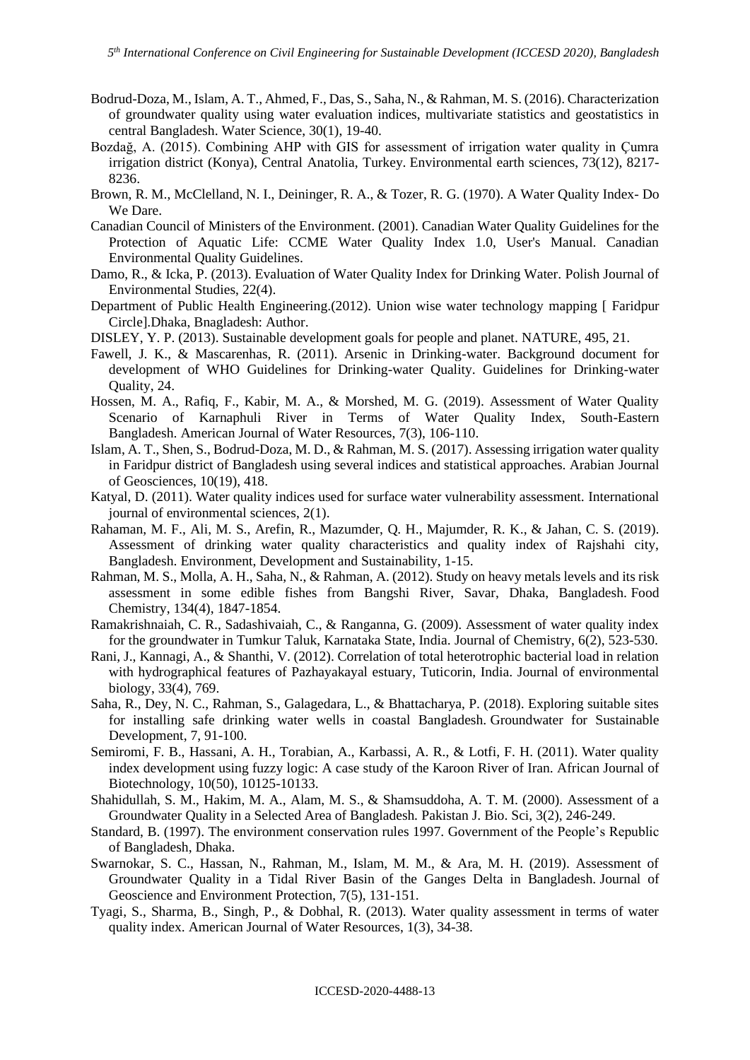Bodrud-Doza, M., Islam, A. T., Ahmed, F., Das, S., Saha, N., & Rahman, M. S. (2016). Characterization of groundwater quality using water evaluation indices, multivariate statistics and geostatistics in central Bangladesh. Water Science, 30(1), 19-40.

Bozdağ, A. (2015). Combining AHP with GIS for assessment of irrigation water quality in Çumra irrigation district (Konya), Central Anatolia, Turkey. Environmental earth sciences, 73(12), 8217-8236.

Brown, R. M., McClelland, N. I., Deininger, R. A., & Tozer, R. G. (1970). A Water Quality Index- Do We Dare.

Canadian Council of Ministers of the Environment. (2001). Canadian Water Quality Guidelines for the Protection of Aquatic Life: CCME Water Quality Index 1.0, User's Manual. Canadian Environmental Quality Guidelines.

Damo, R., & Icka, P. (2013). Evaluation of Water Quality Index for Drinking Water. Polish Journal of Environmental Studies, 22(4).

Department of Public Health Engineering.(2012). Union wise water technology mapping [ Faridpur Circle].Dhaka, Bnagladesh: Author.

DISLEY, Y. P. (2013). Sustainable development goals for people and planet. NATURE, 495, 21.

Fawell, J. K., & Mascarenhas, R. (2011). Arsenic in Drinking-water. Background document for development of WHO Guidelines for Drinking-water Quality. Guidelines for Drinking-water Quality, 24.

Hossen, M. A., Rafiq, F., Kabir, M. A., & Morshed, M. G. (2019). Assessment of Water Quality Scenario of Karnaphuli River in Terms of Water Quality Index, South-Eastern Bangladesh. American Journal of Water Resources, 7(3), 106-110.

Islam, A. T., Shen, S., Bodrud-Doza, M. D., & Rahman, M. S. (2017). Assessing irrigation water quality in Faridpur district of Bangladesh using several indices and statistical approaches. Arabian Journal of Geosciences, 10(19), 418.

Katyal, D. (2011). Water quality indices used for surface water vulnerability assessment. International journal of environmental sciences, 2(1).

Rahaman, M. F., Ali, M. S., Arefin, R., Mazumder, Q. H., Majumder, R. K., & Jahan, C. S. (2019). Assessment of drinking water quality characteristics and quality index of Rajshahi city, Bangladesh. Environment, Development and Sustainability, 1-15.

Rahman, M. S., Molla, A. H., Saha, N., & Rahman, A. (2012). Study on heavy metals levels and its risk assessment in some edible fishes from Bangshi River, Savar, Dhaka, Bangladesh. Food Chemistry, 134(4), 1847-1854.

Ramakrishnaiah, C. R., Sadashivaiah, C., & Ranganna, G. (2009). Assessment of water quality index for the groundwater in Tumkur Taluk, Karnataka State, India. Journal of Chemistry, 6(2), 523-530.

Rani, J., Kannagi, A., & Shanthi, V. (2012). Correlation of total heterotrophic bacterial load in relation with hydrographical features of Pazhayakayal estuary, Tuticorin, India. Journal of environmental biology, 33(4), 769.

Saha, R., Dey, N. C., Rahman, S., Galagedara, L., & Bhattacharya, P. (2018). Exploring suitable sites for installing safe drinking water wells in coastal Bangladesh. Groundwater for Sustainable Development, 7, 91-100.

Semiromi, F. B., Hassani, A. H., Torabian, A., Karbassi, A. R., & Lotfi, F. H. (2011). Water quality index development using fuzzy logic: A case study of the Karoon River of Iran. African Journal of Biotechnology, 10(50), 10125-10133.

Shahidullah, S. M., Hakim, M. A., Alam, M. S., & Shamsuddoha, A. T. M. (2000). Assessment of a Groundwater Quality in a Selected Area of Bangladesh. Pakistan J. Bio. Sci, 3(2), 246-249.

Standard, B. (1997). The environment conservation rules 1997. Government of the People's Republic of Bangladesh, Dhaka.

Swarnokar, S. C., Hassan, N., Rahman, M., Islam, M. M., & Ara, M. H. (2019). Assessment of Groundwater Quality in a Tidal River Basin of the Ganges Delta in Bangladesh. Journal of Geoscience and Environment Protection, 7(5), 131-151.

Tyagi, S., Sharma, B., Singh, P., & Dobhal, R. (2013). Water quality assessment in terms of water quality index. American Journal of Water Resources, 1(3), 34-38.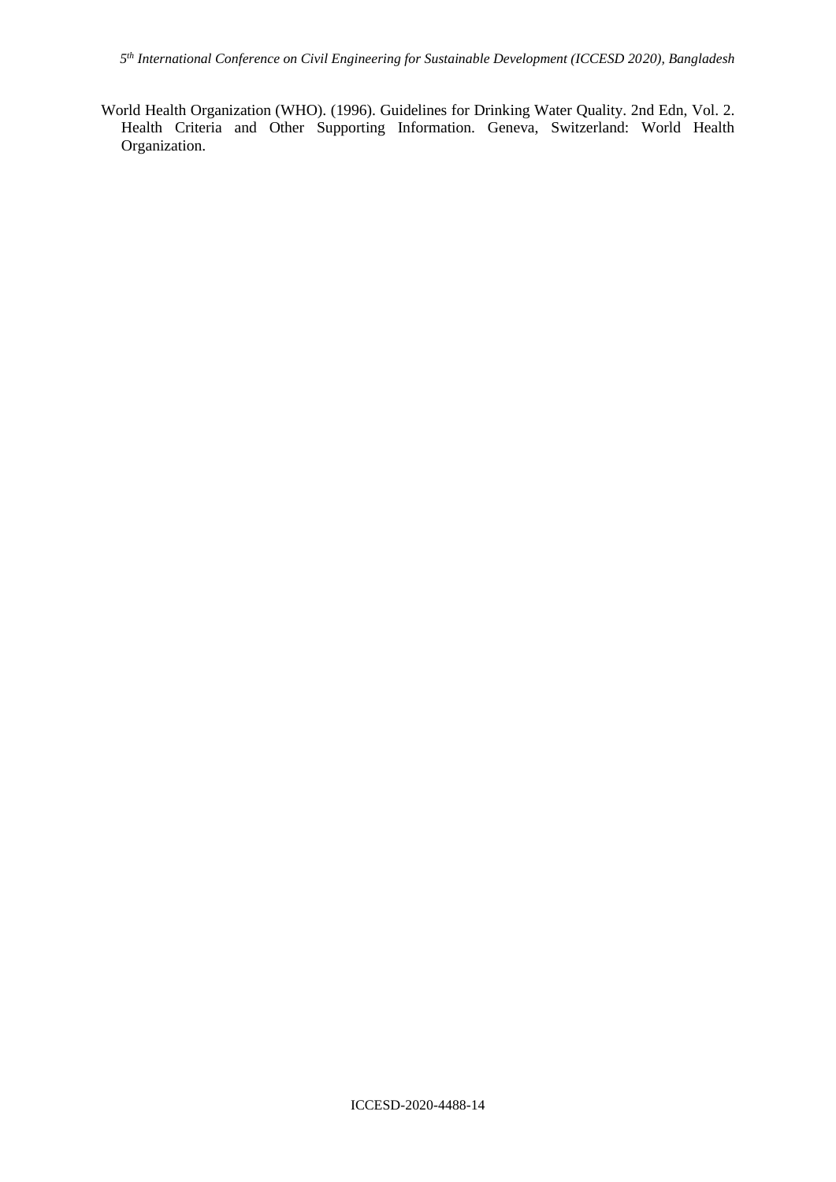World Health Organization (WHO). (1996). Guidelines for Drinking Water Quality. 2nd Edn, Vol. 2. Health Criteria and Other Supporting Information. Geneva, Switzerland: World Health Organization.